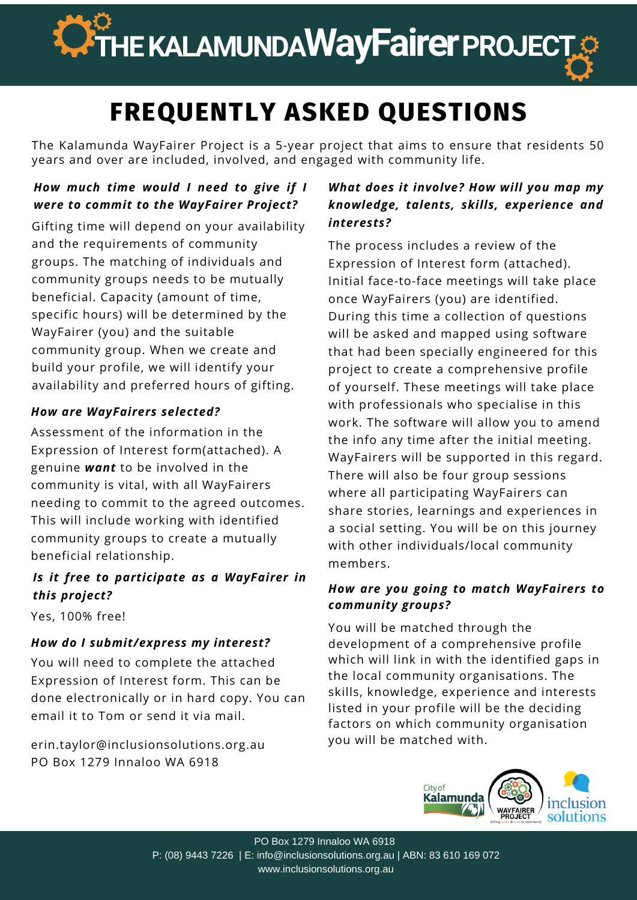# THE KALAMUNDA WayFairer PROJECT

## FREQUENTLY ASKED QUESTIONS

The Kalamunda WayFairer Project is a 5-year project that aims to ensure that residents 50 years and over are included, involved, and engaged with community life.

***How much time would I need to give if I were to commit to the WayFairer Project?***

Gifting time will depend on your availability and the requirements of community groups. The matching of individuals and community groups needs to be mutually beneficial. Capacity (amount of time, specific hours) will be determined by the WayFairer (you) and the suitable community group. When we create and build your profile, we will identify your availability and preferred hours of gifting.

***How are WayFairers selected?***

Assessment of the information in the Expression of Interest form(attached). A genuine ***want*** to be involved in the community is vital, with all WayFairers needing to commit to the agreed outcomes. This will include working with identified community groups to create a mutually beneficial relationship.

***Is it free to participate as a WayFairer in this project?***

Yes, 100% free!

***How do I submit/express my interest?***

You will need to complete the attached Expression of Interest form. This can be done electronically or in hard copy. You can email it to Tom or send it via mail.

erin.taylor@inclusionsolutions.org.au
PO Box 1279 Innaloo WA 6918

***What does it involve? How will you map my knowledge, talents, skills, experience and interests?***

The process includes a review of the Expression of Interest form (attached). Initial face-to-face meetings will take place once WayFairers (you) are identified. During this time a collection of questions will be asked and mapped using software that had been specially engineered for this project to create a comprehensive profile of yourself. These meetings will take place with professionals who specialise in this work. The software will allow you to amend the info any time after the initial meeting. WayFairers will be supported in this regard. There will also be four group sessions where all participating WayFairers can share stories, learnings and experiences in a social setting. You will be on this journey with other individuals/local community members.

***How are you going to match WayFairers to community groups?***

You will be matched through the development of a comprehensive profile which will link in with the identified gaps in the local community organisations. The skills, knowledge, experience and interests listed in your profile will be the deciding factors on which community organisation you will be matched with.

PO Box 1279 Innaloo WA 6918
P: (08) 9443 7226 | E: info@inclusionsolutions.org.au | ABN: 83 610 169 072
www.inclusionsolutions.org.au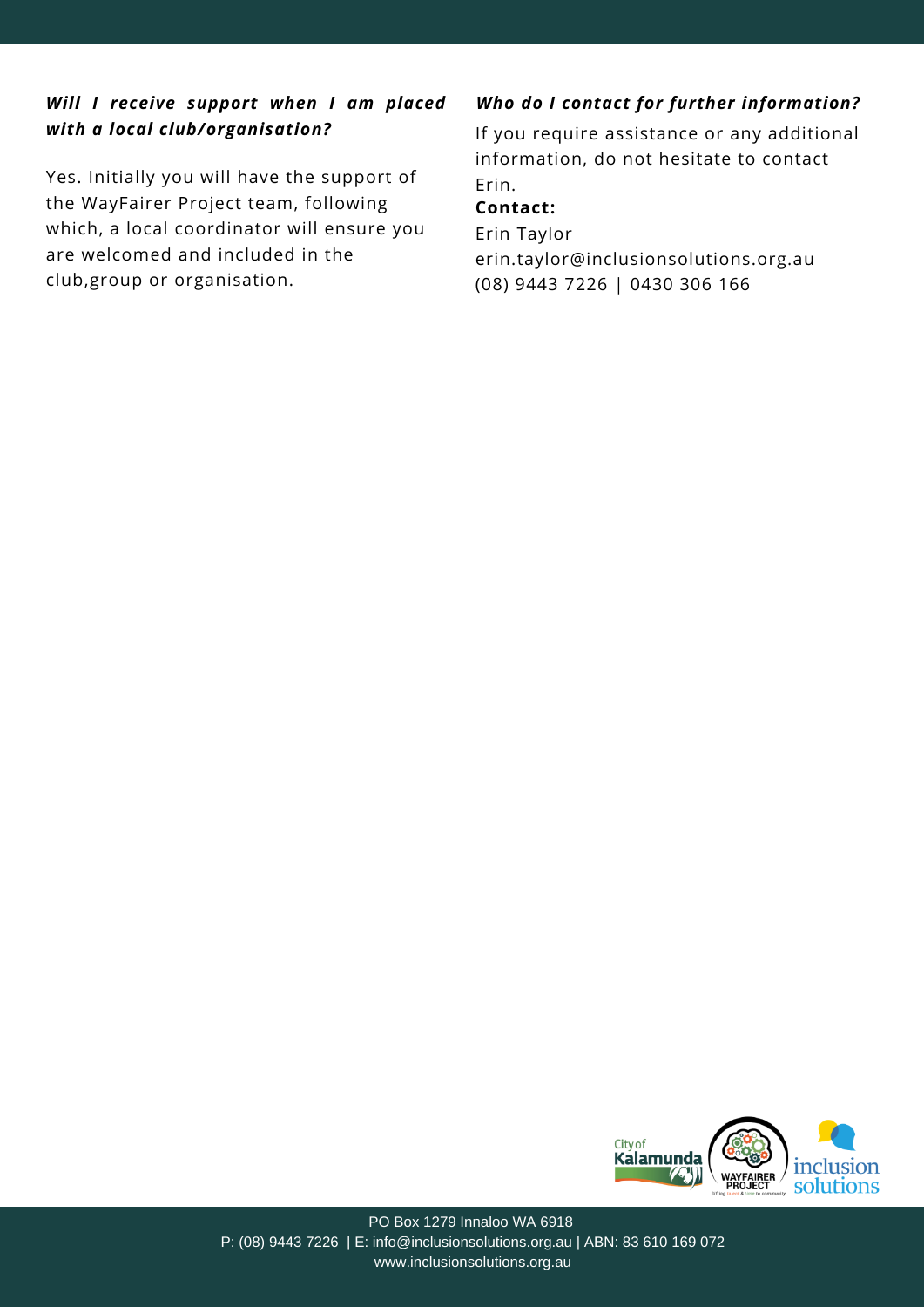***Will I receive support when I am placed with a local club/organisation?***

Yes. Initially you will have the support of the WayFairer Project team, following which, a local coordinator will ensure you are welcomed and included in the club,group or organisation.

***Who do I contact for further information?***

If you require assistance or any additional information, do not hesitate to contact Erin.

**Contact:**

Erin Taylor
erin.taylor@inclusionsolutions.org.au
(08) 9443 7226 | 0430 306 166

PO Box 1279 Innaloo WA 6918
P: (08) 9443 7226 | E: info@inclusionsolutions.org.au | ABN: 83 610 169 072
www.inclusionsolutions.org.au